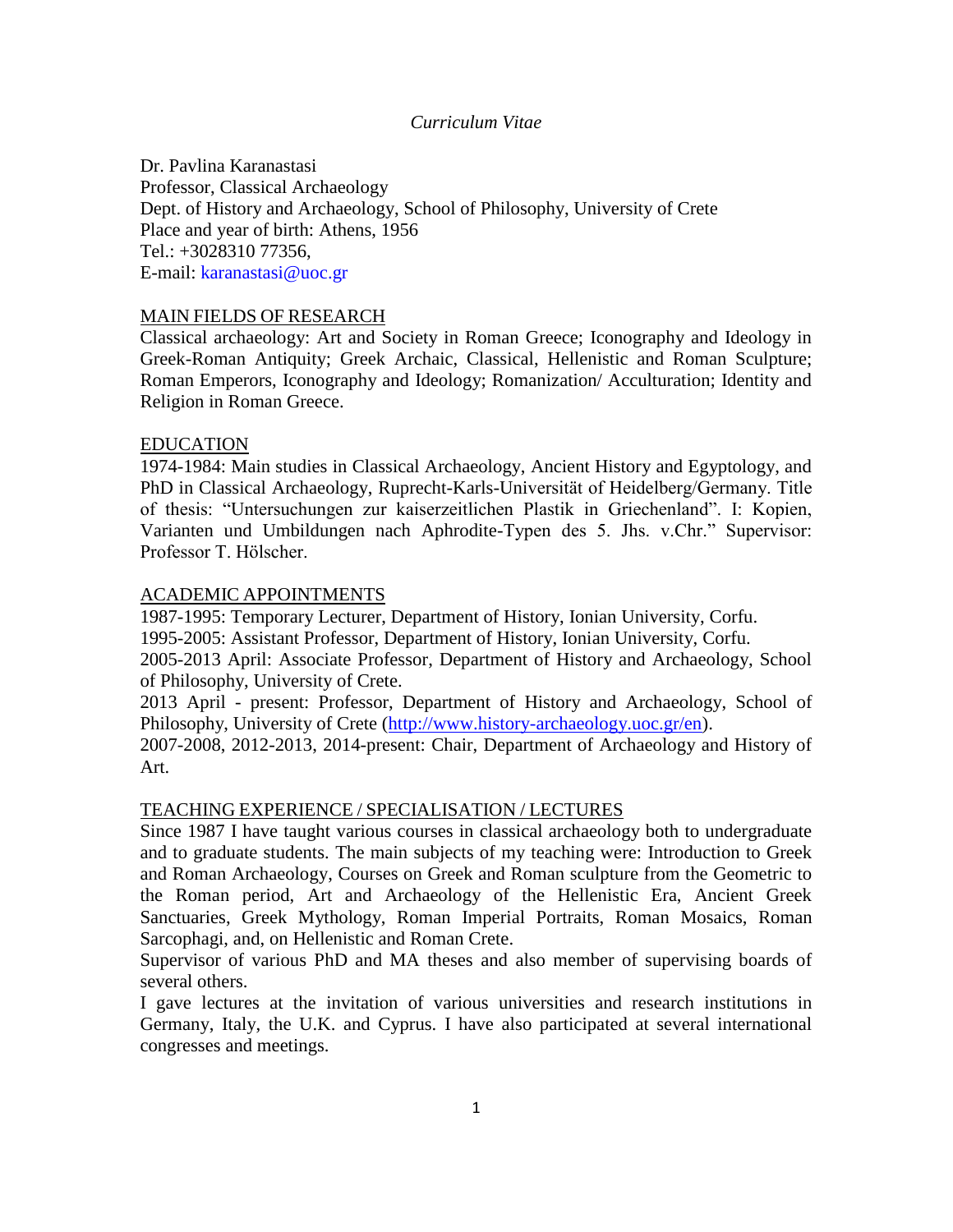*Curriculum Vitae*

Dr. Pavlina Karanastasi
Professor, Classical Archaeology
Dept. of History and Archaeology, School of Philosophy, University of Crete
Place and year of birth: Athens, 1956
Tel.: +3028310 77356,
E-mail: karanastasi@uoc.gr

## MAIN FIELDS OF RESEARCH

Classical archaeology: Art and Society in Roman Greece; Iconography and Ideology in Greek-Roman Antiquity; Greek Archaic, Classical, Hellenistic and Roman Sculpture; Roman Emperors, Iconography and Ideology; Romanization/ Acculturation; Identity and Religion in Roman Greece.

## EDUCATION

1974-1984: Main studies in Classical Archaeology, Ancient History and Egyptology, and PhD in Classical Archaeology, Ruprecht-Karls-Universität of Heidelberg/Germany. Title of thesis: "Untersuchungen zur kaiserzeitlichen Plastik in Griechenland". I: Kopien, Varianten und Umbildungen nach Aphrodite-Typen des 5. Jhs. v.Chr." Supervisor: Professor T. Hölscher.

## ACADEMIC APPOINTMENTS

1987-1995: Temporary Lecturer, Department of History, Ionian University, Corfu.
1995-2005: Assistant Professor, Department of History, Ionian University, Corfu.
2005-2013 April: Associate Professor, Department of History and Archaeology, School of Philosophy, University of Crete.
2013 April - present: Professor, Department of History and Archaeology, School of Philosophy, University of Crete (http://www.history-archaeology.uoc.gr/en).
2007-2008, 2012-2013, 2014-present: Chair, Department of Archaeology and History of Art.

## TEACHING EXPERIENCE / SPECIALISATION / LECTURES

Since 1987 I have taught various courses in classical archaeology both to undergraduate and to graduate students. The main subjects of my teaching were: Introduction to Greek and Roman Archaeology, Courses on Greek and Roman sculpture from the Geometric to the Roman period, Art and Archaeology of the Hellenistic Era, Ancient Greek Sanctuaries, Greek Mythology, Roman Imperial Portraits, Roman Mosaics, Roman Sarcophagi, and, on Hellenistic and Roman Crete.

Supervisor of various PhD and MA theses and also member of supervising boards of several others.

I gave lectures at the invitation of various universities and research institutions in Germany, Italy, the U.K. and Cyprus. I have also participated at several international congresses and meetings.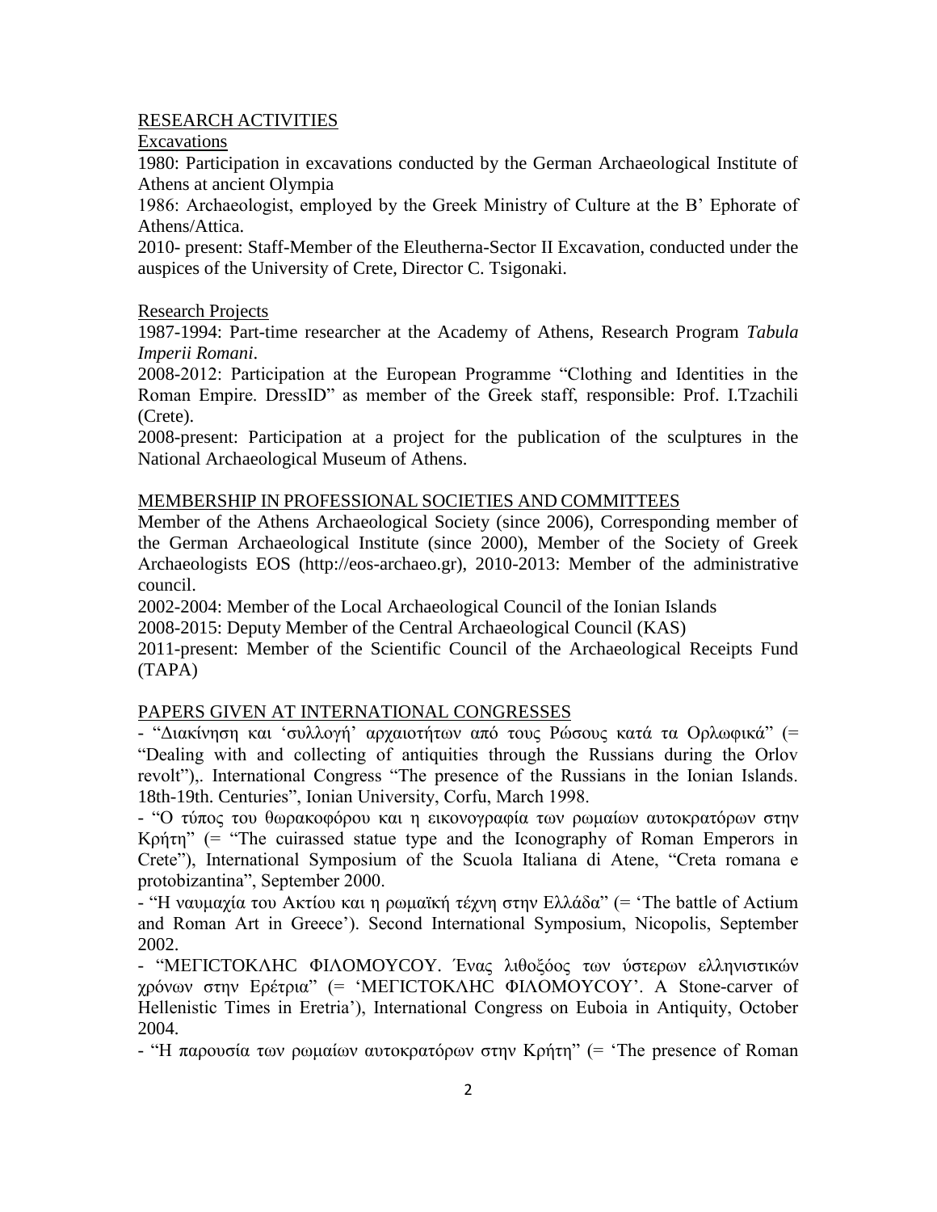## RESEARCH ACTIVITIES

### Excavations

1980: Participation in excavations conducted by the German Archaeological Institute of Athens at ancient Olympia

1986: Archaeologist, employed by the Greek Ministry of Culture at the B' Ephorate of Athens/Attica.

2010- present: Staff-Member of the Eleutherna-Sector II Excavation, conducted under the auspices of the University of Crete, Director C. Tsigonaki.

### Research Projects

1987-1994: Part-time researcher at the Academy of Athens, Research Program *Tabula Imperii Romani*.

2008-2012: Participation at the European Programme "Clothing and Identities in the Roman Empire. DressID" as member of the Greek staff, responsible: Prof. I.Tzachili (Crete).

2008-present: Participation at a project for the publication of the sculptures in the National Archaeological Museum of Athens.

## MEMBERSHIP IN PROFESSIONAL SOCIETIES AND COMMITTEES

Member of the Athens Archaeological Society (since 2006), Corresponding member of the German Archaeological Institute (since 2000), Member of the Society of Greek Archaeologists EOS (http://eos-archaeo.gr), 2010-2013: Member of the administrative council.

2002-2004: Member of the Local Archaeological Council of the Ionian Islands

2008-2015: Deputy Member of the Central Archaeological Council (KAS)

2011-present: Member of the Scientific Council of the Archaeological Receipts Fund (TAPA)

## PAPERS GIVEN AT INTERNATIONAL CONGRESSES

- "Διακίνηση και 'συλλογή' αρχαιοτήτων από τους Ρώσους κατά τα Ορλωφικά" (= "Dealing with and collecting of antiquities through the Russians during the Orlov revolt"),. International Congress "The presence of the Russians in the Ionian Islands. 18th-19th. Centuries", Ionian University, Corfu, March 1998.
- "Ο τύπος του θωρακοφόρου και η εικονογραφία των ρωμαίων αυτοκρατόρων στην Κρήτη" (= "The cuirassed statue type and the Iconography of Roman Emperors in Crete"), International Symposium of the Scuola Italiana di Atene, "Creta romana e protobizantina", September 2000.
- "Η ναυμαχία του Ακτίου και η ρωμαϊκή τέχνη στην Ελλάδα" (= 'The battle of Actium and Roman Art in Greece'). Second International Symposium, Nicopolis, September 2002.
- "ΜΕΓΙCΤΟΚΛΗC ΦΙΛΟΜΟΥCΟΥ. Ένας λιθοξόος των ύστερων ελληνιστικών χρόνων στην Ερέτρια" (= 'ΜΕΓΙCΤΟΚΛΗC ΦΙΛΟΜΟΥCΟΥ'. A Stone-carver of Hellenistic Times in Eretria'), International Congress on Euboia in Antiquity, October 2004.
- "Η παρουσία των ρωμαίων αυτοκρατόρων στην Κρήτη" (= 'The presence of Roman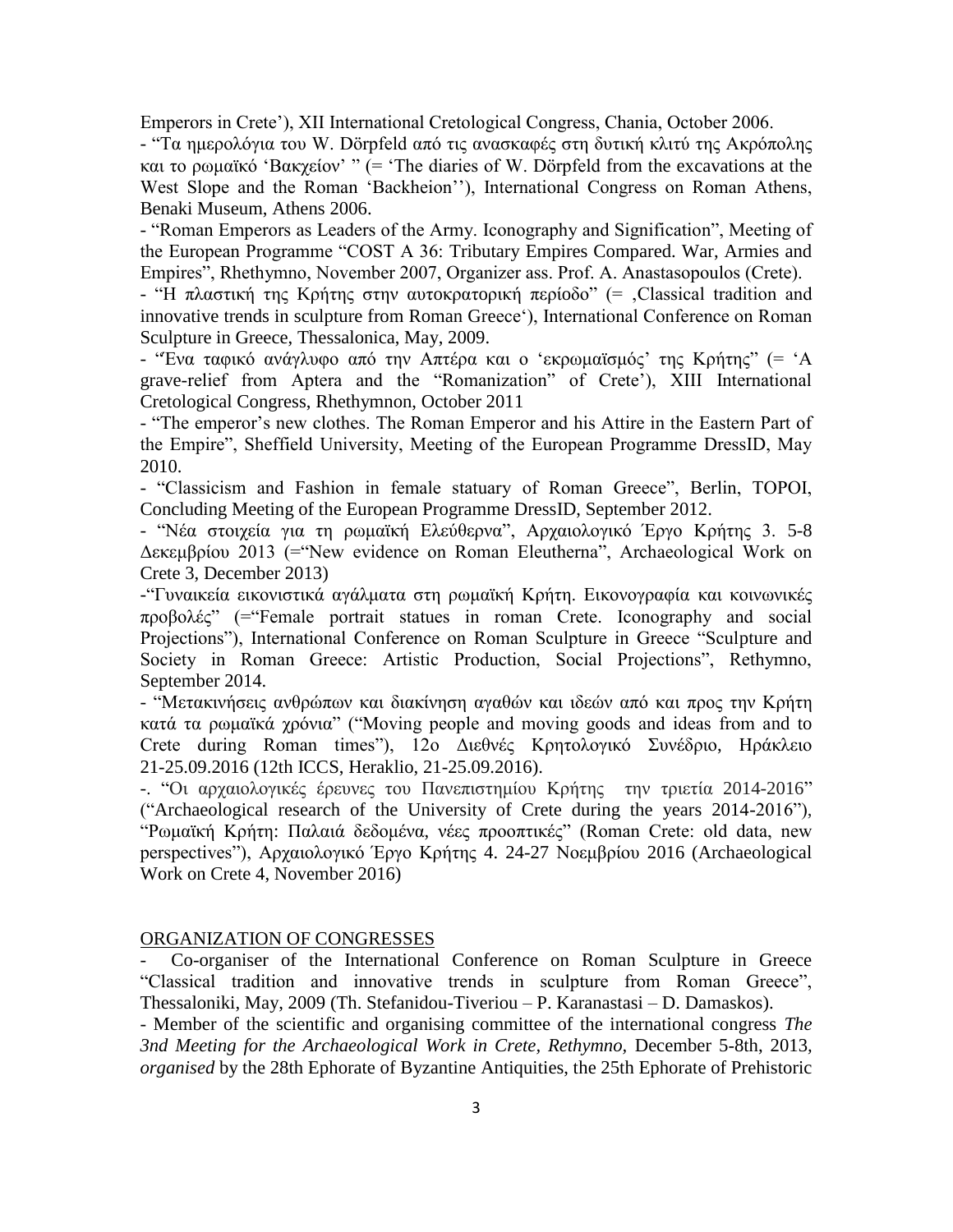Emperors in Crete'), XII International Cretological Congress, Chania, October 2006.

- "Τα ημερολόγια του W. Dörpfeld από τις ανασκαφές στη δυτική κλιτύ της Ακρόπολης και το ρωμαϊκό 'Βακχείον' " (= 'The diaries of W. Dörpfeld from the excavations at the West Slope and the Roman 'Backheion''), International Congress on Roman Athens, Benaki Museum, Athens 2006.
- "Roman Emperors as Leaders of the Army. Iconography and Signification", Meeting of the European Programme "COST A 36: Tributary Empires Compared. War, Armies and Empires", Rhethymno, November 2007, Organizer ass. Prof. A. Anastasopoulos (Crete).
- "Η πλαστική της Κρήτης στην αυτοκρατορική περίοδο" (= ‚Classical tradition and innovative trends in sculpture from Roman Greece'), International Conference on Roman Sculpture in Greece, Thessalonica, May, 2009.
- "Ένα ταφικό ανάγλυφο από την Απτέρα και ο 'εκρωμαϊσμός' της Κρήτης" (= 'A grave-relief from Aptera and the "Romanization" of Crete'), XIII International Cretological Congress, Rhethymnon, October 2011
- "The emperor's new clothes. The Roman Emperor and his Attire in the Eastern Part of the Empire", Sheffield University, Meeting of the European Programme DressID, May 2010.
- "Classicism and Fashion in female statuary of Roman Greece", Berlin, TOPOI, Concluding Meeting of the European Programme DressID, September 2012.
- "Νέα στοιχεία για τη ρωμαϊκή Ελεύθερνα", Αρχαιολογικό Έργο Κρήτης 3. 5-8 Δεκεμβρίου 2013 (="New evidence on Roman Eleutherna", Archaeological Work on Crete 3, December 2013)
- "Γυναικεία εικονιστικά αγάλματα στη ρωμαϊκή Κρήτη. Εικονογραφία και κοινωνικές προβολές" (="Female portrait statues in roman Crete. Iconography and social Projections"), International Conference on Roman Sculpture in Greece "Sculpture and Society in Roman Greece: Artistic Production, Social Projections", Rethymno, September 2014.
- "Μετακινήσεις ανθρώπων και διακίνηση αγαθών και ιδεών από και προς την Κρήτη κατά τα ρωμαϊκά χρόνια" ("Moving people and moving goods and ideas from and to Crete during Roman times"), 12ο Διεθνές Κρητολογικό Συνέδριο, Ηράκλειο 21-25.09.2016 (12th ICCS, Heraklio, 21-25.09.2016).
- . "Οι αρχαιολογικές έρευνες του Πανεπιστημίου Κρήτης την τριετία 2014-2016" ("Archaeological research of the University of Crete during the years 2014-2016"), "Ρωμαϊκή Κρήτη: Παλαιά δεδομένα, νέες προοπτικές" (Roman Crete: old data, new perspectives"), Αρχαιολογικό Έργο Κρήτης 4. 24-27 Νοεμβρίου 2016 (Archaeological Work on Crete 4, November 2016)

## ORGANIZATION OF CONGRESSES

- Co-organiser of the International Conference on Roman Sculpture in Greece "Classical tradition and innovative trends in sculpture from Roman Greece", Thessaloniki, May, 2009 (Th. Stefanidou-Tiveriou – P. Karanastasi – D. Damaskos).
- Member of the scientific and organising committee of the international congress *The 3nd Meeting for the Archaeological Work in Crete, Rethymno,* December 5-8th, 2013, *organised* by the 28th Ephorate of Byzantine Antiquities, the 25th Ephorate of Prehistoric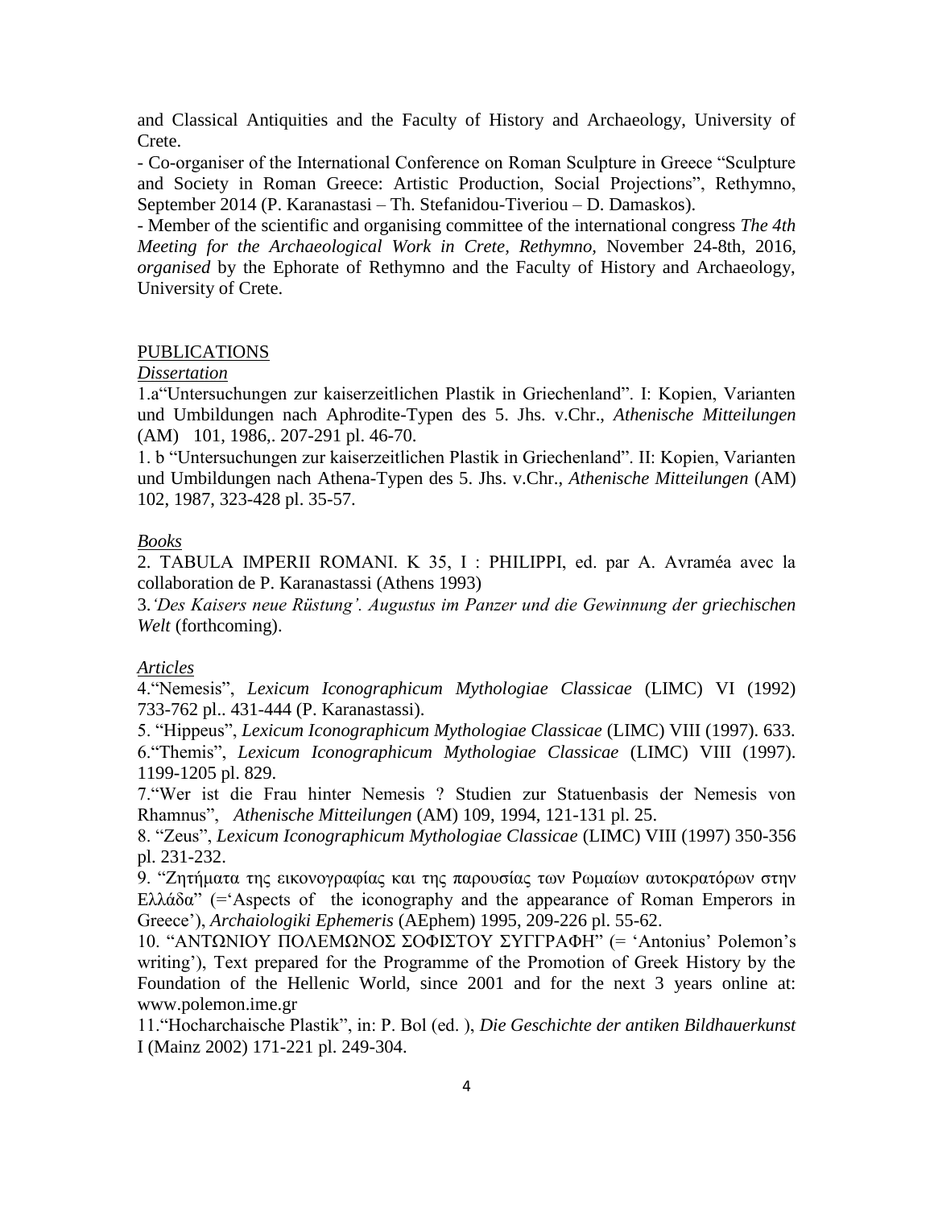and Classical Antiquities and the Faculty of History and Archaeology, University of Crete.

- Co-organiser of the International Conference on Roman Sculpture in Greece "Sculpture and Society in Roman Greece: Artistic Production, Social Projections", Rethymno, September 2014 (P. Karanastasi – Th. Stefanidou-Tiveriou – D. Damaskos).
- Member of the scientific and organising committee of the international congress *The 4th Meeting for the Archaeological Work in Crete, Rethymno,* November 24-8th, 2016, *organised* by the Ephorate of Rethymno and the Faculty of History and Archaeology, University of Crete.

## PUBLICATIONS

### *Dissertation*

1.a"Untersuchungen zur kaiserzeitlichen Plastik in Griechenland". I: Kopien, Varianten und Umbildungen nach Aphrodite-Typen des 5. Jhs. v.Chr., *Athenische Mitteilungen* (AM) 101, 1986,. 207-291 pl. 46-70.

1. b "Untersuchungen zur kaiserzeitlichen Plastik in Griechenland". II: Kopien, Varianten und Umbildungen nach Athena-Typen des 5. Jhs. v.Chr., *Athenische Mitteilungen* (AM) 102, 1987, 323-428 pl. 35-57.

### *Books*

2. TABULA IMPERII ROMANI. K 35, I : PHILIPPI, ed. par A. Avraméa avec la collaboration de P. Karanastassi (Athens 1993)

3. *'Des Kaisers neue Rüstung'. Augustus im Panzer und die Gewinnung der griechischen Welt* (forthcoming).

### *Articles*

4."Nemesis", *Lexicum Iconographicum Mythologiae Classicae* (LIMC) VI (1992) 733-762 pl.. 431-444 (P. Karanastassi).

5. "Hippeus", *Lexicum Iconographicum Mythologiae Classicae* (LIMC) VIII (1997). 633.

6."Themis", *Lexicum Iconographicum Mythologiae Classicae* (LIMC) VIII (1997). 1199-1205 pl. 829.

7."Wer ist die Frau hinter Nemesis ? Studien zur Statuenbasis der Nemesis von Rhamnus", *Athenische Mitteilungen* (AM) 109, 1994, 121-131 pl. 25.

8. "Zeus", *Lexicum Iconographicum Mythologiae Classicae* (LIMC) VIII (1997) 350-356 pl. 231-232.

9. "Ζητήματα της εικονογραφίας και της παρουσίας των Ρωμαίων αυτοκρατόρων στην Ελλάδα" (='Aspects of the iconography and the appearance of Roman Emperors in Greece'), *Archaiologiki Ephemeris* (AEphem) 1995, 209-226 pl. 55-62.

10. "ΑΝΤΩΝΙΟΥ ΠΟΛΕΜΩΝΟΣ ΣΟΦΙΣΤΟΥ ΣΥΓΓΡΑΦΗ" (= 'Antonius' Polemon's writing'), Text prepared for the Programme of the Promotion of Greek History by the Foundation of the Hellenic World, since 2001 and for the next 3 years online at: www.polemon.ime.gr

11."Hocharchaische Plastik", in: P. Bol (ed. ), *Die Geschichte der antiken Bildhauerkunst* I (Mainz 2002) 171-221 pl. 249-304.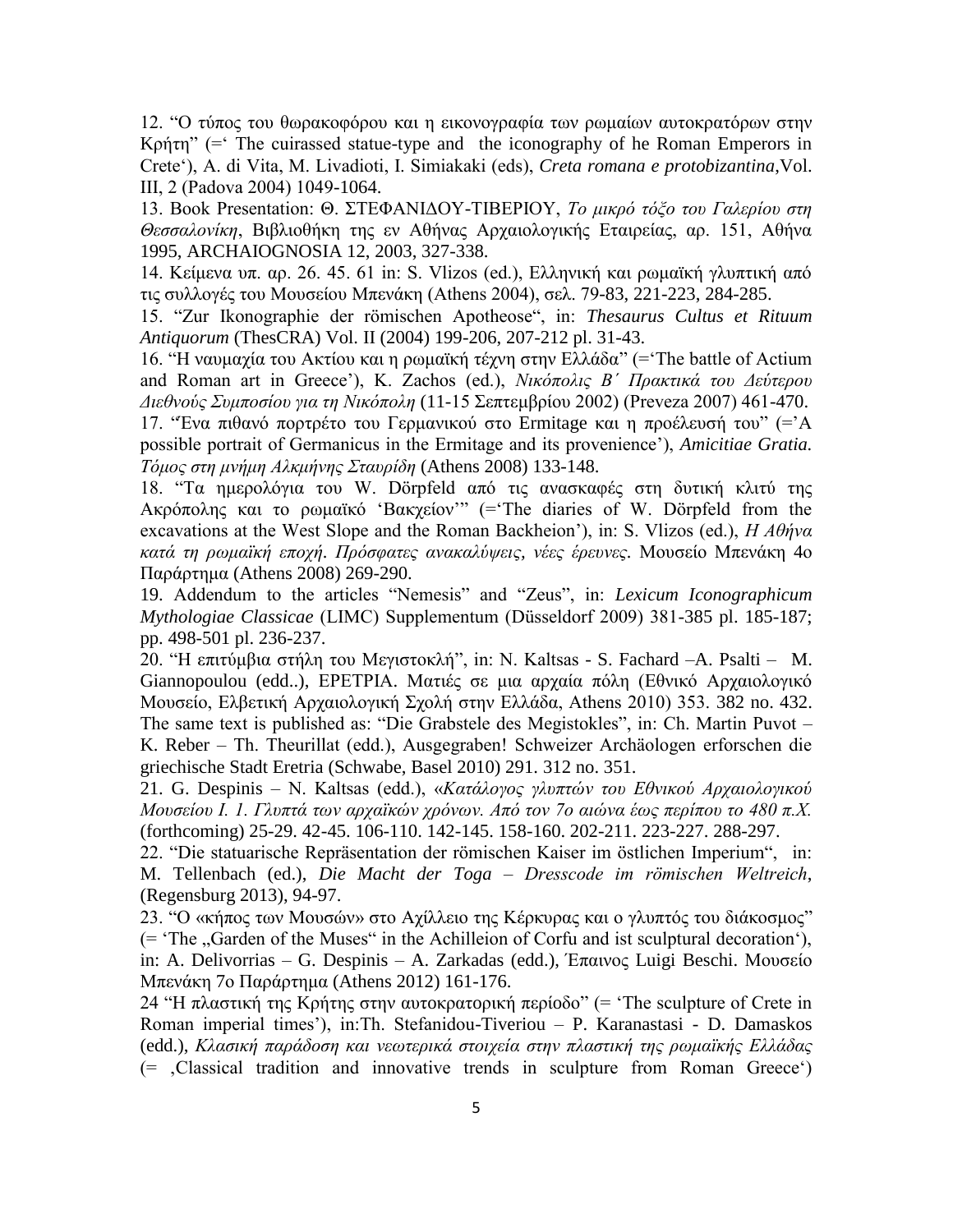12. "Ο τύπος του θωρακοφόρου και η εικονογραφία των ρωμαίων αυτοκρατόρων στην Κρήτη" (=' The cuirassed statue-type and the iconography of he Roman Emperors in Crete'), A. di Vita, M. Livadioti, I. Simiakaki (eds), *Creta romana e protobizantina*,Vol. III, 2 (Padova 2004) 1049-1064.

13. Book Presentation: Θ. ΣΤΕΦΑΝΙΔΟΥ-ΤΙΒΕΡΙΟΥ, *Το μικρό τόξο του Γαλερίου στη Θεσσαλονίκη*, Βιβλιοθήκη της εν Αθήνας Αρχαιολογικής Εταιρείας, αρ. 151, Αθήνα 1995, ARCHAIOGNOSIA 12, 2003, 327-338.

14. Κείμενα υπ. αρ. 26. 45. 61 in: S. Vlizos (ed.), Ελληνική και ρωμαϊκή γλυπτική από τις συλλογές του Μουσείου Μπενάκη (Athens 2004), σελ. 79-83, 221-223, 284-285.

15. "Zur Ikonographie der römischen Apotheose", in: *Thesaurus Cultus et Rituum Antiquorum* (ThesCRA) Vol. II (2004) 199-206, 207-212 pl. 31-43.

16. "Η ναυμαχία του Ακτίου και η ρωμαϊκή τέχνη στην Ελλάδα" (='The battle of Actium and Roman art in Greece'), K. Zachos (ed.), *Νικόπολις Β΄ Πρακτικά του Δεύτερου Διεθνούς Συμποσίου για τη Νικόπολη* (11-15 Σεπτεμβρίου 2002) (Preveza 2007) 461-470.

17. "Ένα πιθανό πορτρέτο του Γερμανικού στο Ermitage και η προέλευσή του" (='A possible portrait of Germanicus in the Ermitage and its provenience'), *Amicitiae Gratia. Τόμος στη μνήμη Αλκμήνης Σταυρίδη* (Athens 2008) 133-148.

18. "Τα ημερολόγια του W. Dörpfeld από τις ανασκαφές στη δυτική κλιτύ της Ακρόπολης και το ρωμαϊκό 'Βακχείον'" (='The diaries of W. Dörpfeld from the excavations at the West Slope and the Roman Backheion'), in: S. Vlizos (ed.), *Η Αθήνα κατά τη ρωμαϊκή εποχή. Πρόσφατες ανακαλύψεις, νέες έρευνες*. Μουσείο Μπενάκη 4ο Παράρτημα (Athens 2008) 269-290.

19. Addendum to the articles "Nemesis" and "Zeus", in: *Lexicum Iconographicum Mythologiae Classicae* (LIMC) Supplementum (Düsseldorf 2009) 381-385 pl. 185-187; pp. 498-501 pl. 236-237.

20. "Η επιτύμβια στήλη του Μεγιστοκλή", in: N. Kaltsas - S. Fachard –A. Psalti – M. Giannopoulou (edd..), ΕΡΕΤΡΙΑ. Ματιές σε μια αρχαία πόλη (Εθνικό Αρχαιολογικό Μουσείο, Ελβετική Αρχαιολογική Σχολή στην Ελλάδα, Athens 2010) 353. 382 no. 432. The same text is published as: "Die Grabstele des Megistokles", in: Ch. Martin Puvot – K. Reber – Th. Theurillat (edd.), Ausgegraben! Schweizer Archäologen erforschen die griechische Stadt Eretria (Schwabe, Basel 2010) 291. 312 no. 351.

21. G. Despinis – N. Kaltsas (edd.), «*Κατάλογος γλυπτών του Εθνικού Αρχαιολογικού Μουσείου Ι. 1. Γλυπτά των αρχαϊκών χρόνων. Από τον 7ο αιώνα έως περίπου το 480 π.Χ.* (forthcoming) 25-29. 42-45. 106-110. 142-145. 158-160. 202-211. 223-227. 288-297.

22. "Die statuarische Repräsentation der römischen Kaiser im östlichen Imperium", in: M. Tellenbach (ed.), *Die Macht der Toga – Dresscode im römischen Weltreich*, (Regensburg 2013), 94-97.

23. "Ο «κήπος των Μουσών» στο Αχίλλειο της Κέρκυρας και ο γλυπτός του διάκοσμος" (= 'The „Garden of the Muses" in the Achilleion of Corfu and ist sculptural decoration'), in: A. Delivorrias – G. Despinis – A. Zarkadas (edd.), Έπαινος Luigi Beschi. Μουσείο Μπενάκη 7ο Παράρτημα (Athens 2012) 161-176.

24 "Η πλαστική της Κρήτης στην αυτοκρατορική περίοδο" (= 'The sculpture of Crete in Roman imperial times'), in:Th. Stefanidou-Tiveriou – P. Karanastasi - D. Damaskos (edd.), *Κλασική παράδοση και νεωτερικά στοιχεία στην πλαστική της ρωμαϊκής Ελλάδας* (= ,Classical tradition and innovative trends in sculpture from Roman Greece')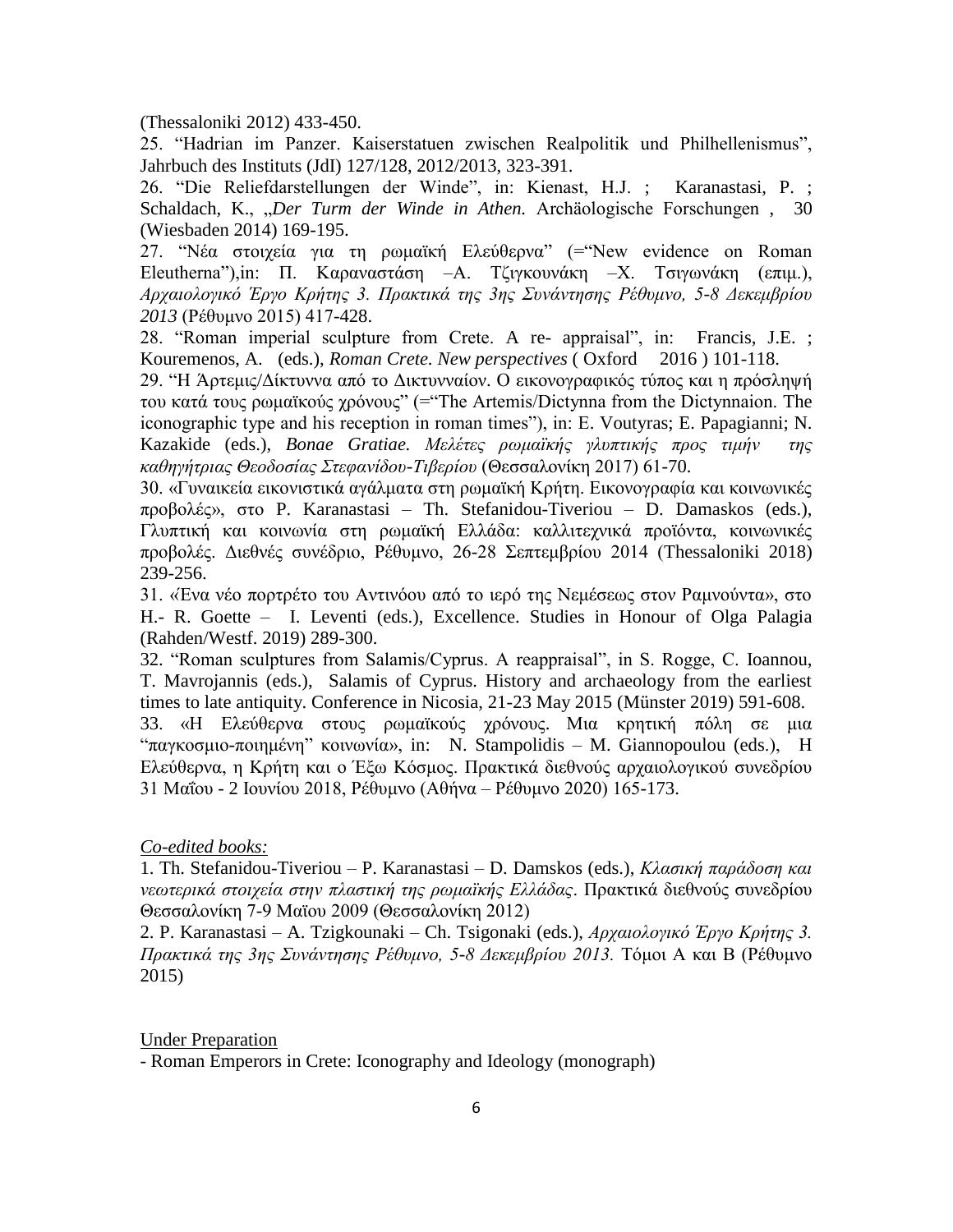(Thessaloniki 2012) 433-450.

25. “Hadrian im Panzer. Kaiserstatuen zwischen Realpolitik und Philhellenismus”, Jahrbuch des Instituts (JdI) 127/128, 2012/2013, 323-391.

26. “Die Reliefdarstellungen der Winde”, in: Kienast, H.J. ; Karanastasi, P. ; Schaldach, K., „*Der Turm der Winde in Athen.* Archäologische Forschungen , 30 (Wiesbaden 2014) 169-195.

27. “Νέα στοιχεία για τη ρωμαϊκή Ελεύθερνα” (=“New evidence on Roman Eleutherna”),in: Π. Καραναστάση –Α. Τζιγκουνάκη –Χ. Τσιγωνάκη (επιμ.), *Αρχαιολογικό Έργο Κρήτης 3. Πρακτικά της 3ης Συνάντησης Ρέθυμνο, 5-8 Δεκεμβρίου 2013* (Ρέθυμνο 2015) 417-428.

28. “Roman imperial sculpture from Crete. A re- appraisal”, in: Francis, J.E. ; Kouremenos, A. (eds.), *Roman Crete. New perspectives* ( Oxford 2016 ) 101-118.

29. “Η Άρτεμις/Δίκτυννα από το Δικτυνναίον. Ο εικονογραφικός τύπος και η πρόσληψή του κατά τους ρωμαϊκούς χρόνους” (=“The Artemis/Dictynna from the Dictynnaion. The iconographic type and his reception in roman times”), in: E. Voutyras; E. Papagianni; N. Kazakide (eds.), *Bonae Gratiae. Μελέτες ρωμαϊκής γλυπτικής προς τιμήν της καθηγήτριας Θεοδοσίας Στεφανίδου-Τιβερίου* (Θεσσαλονίκη 2017) 61-70.

30. «Γυναικεία εικονιστικά αγάλματα στη ρωμαϊκή Κρήτη. Εικονογραφία και κοινωνικές προβολές», στο P. Karanastasi – Th. Stefanidou-Tiveriou – D. Damaskos (eds.), Γλυπτική και κοινωνία στη ρωμαϊκή Ελλάδα: καλλιτεχνικά προϊόντα, κοινωνικές προβολές. Διεθνές συνέδριο, Ρέθυμνο, 26-28 Σεπτεμβρίου 2014 (Thessaloniki 2018) 239-256.

31. «Ένα νέο πορτρέτο του Αντινόου από το ιερό της Νεμέσεως στον Ραμνούντα», στο H.- R. Goette – I. Leventi (eds.), Excellence. Studies in Honour of Olga Palagia (Rahden/Westf. 2019) 289-300.

32. “Roman sculptures from Salamis/Cyprus. A reappraisal”, in S. Rogge, C. Ioannou, T. Mavrojannis (eds.), Salamis of Cyprus. History and archaeology from the earliest times to late antiquity. Conference in Nicosia, 21-23 May 2015 (Münster 2019) 591-608.

33. «Η Ελεύθερνα στους ρωμαϊκούς χρόνους. Μια κρητική πόλη σε μια “παγκοσμιο-ποιημένη” κοινωνία», in: N. Stampolidis – M. Giannopoulou (eds.), Η Ελεύθερνα, η Κρήτη και ο Έξω Κόσμος. Πρακτικά διεθνούς αρχαιολογικού συνεδρίου 31 Μαΐου - 2 Ιουνίου 2018, Ρέθυμνο (Αθήνα – Ρέθυμνο 2020) 165-173.

*Co-edited books:*

1. Th. Stefanidou-Tiveriou – P. Karanastasi – D. Damskos (eds.), *Κλασική παράδοση και νεωτερικά στοιχεία στην πλαστική της ρωμαϊκής Ελλάδας*. Πρακτικά διεθνούς συνεδρίου Θεσσαλονίκη 7-9 Μαϊου 2009 (Θεσσαλονίκη 2012)

2. P. Karanastasi – A. Tzigkounaki – Ch. Tsigonaki (eds.), *Αρχαιολογικό Έργο Κρήτης 3. Πρακτικά της 3ης Συνάντησης Ρέθυμνο, 5-8 Δεκεμβρίου 2013.* Τόμοι Α και Β (Ρέθυμνο 2015)

Under Preparation

- Roman Emperors in Crete: Iconography and Ideology (monograph)